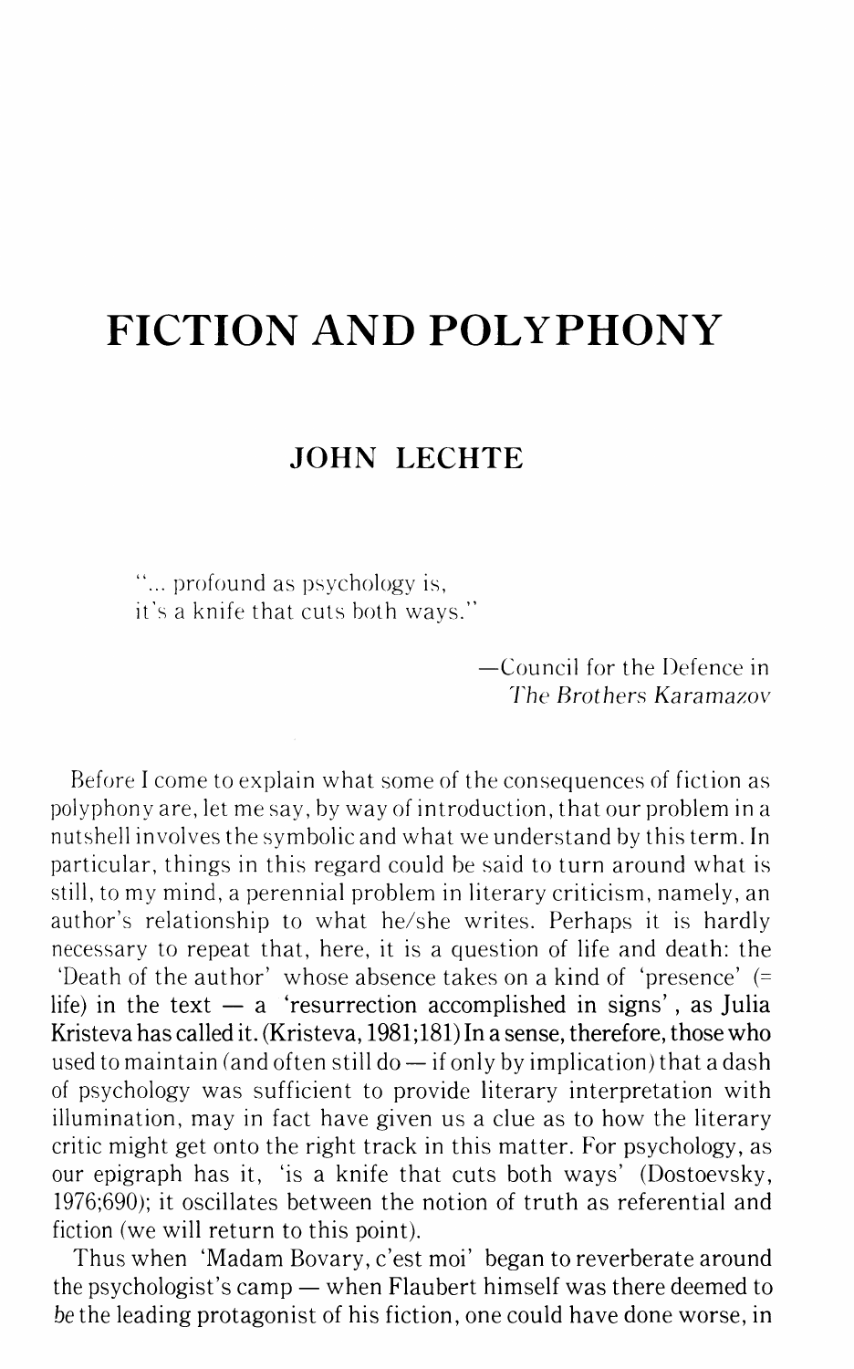# FICTION AND POLYPHONY

## JOHN LECHTE

> "... profound as psychology is,
> it's a knife that cuts both ways."
>
> —Council for the Defence in
> *The Brothers Karamazov*

Before I come to explain what some of the consequences of fiction as polyphony are, let me say, by way of introduction, that our problem in a nutshell involves the symbolic and what we understand by this term. In particular, things in this regard could be said to turn around what is still, to my mind, a perennial problem in literary criticism, namely, an author's relationship to what he/she writes. Perhaps it is hardly necessary to repeat that, here, it is a question of life and death: the 'Death of the author' whose absence takes on a kind of 'presence' (= life) in the text — a 'resurrection accomplished in signs', as Julia Kristeva has called it. (Kristeva, 1981;181) In a sense, therefore, those who used to maintain (and often still do — if only by implication) that a dash of psychology was sufficient to provide literary interpretation with illumination, may in fact have given us a clue as to how the literary critic might get onto the right track in this matter. For psychology, as our epigraph has it, 'is a knife that cuts both ways' (Dostoevsky, 1976;690); it oscillates between the notion of truth as referential and fiction (we will return to this point).

Thus when 'Madam Bovary, c'est moi' began to reverberate around the psychologist's camp — when Flaubert himself was there deemed to *be* the leading protagonist of his fiction, one could have done worse, in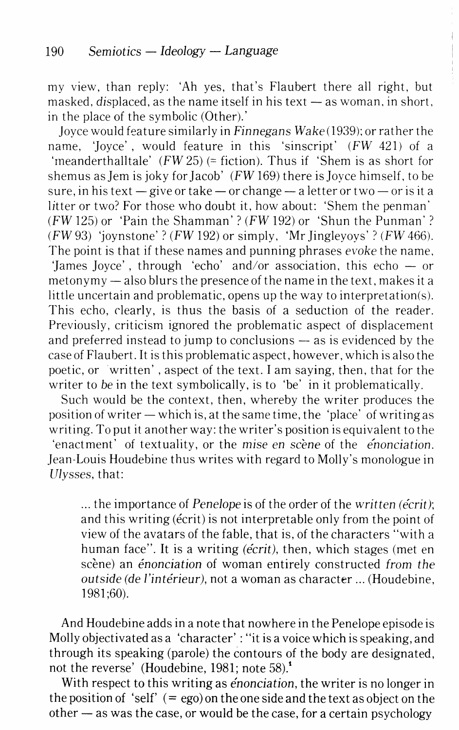my view, than reply: 'Ah yes, that's Flaubert there all right, but masked, *dis*placed, as the name itself in his text — as woman, in short, in the place of the symbolic (Other).'

Joyce would feature similarly in *Finnegans Wake* (1939); or rather the name, 'Joyce', would feature in this 'sinscript' (*FW* 421) of a 'meanderthalltale' (*FW* 25) (= fiction). Thus if 'Shem is as short for shemus as Jem is joky for Jacob' (*FW* 169) there is Joyce himself, to be sure, in his text — give or take — or change — a letter or two — or is it a litter or two? For those who doubt it, how about: 'Shem the penman' (*FW* 125) or 'Pain the Shamman'? (*FW* 192) or 'Shun the Punman'? (*FW* 93) 'joynstone'? (*FW* 192) or simply, 'Mr Jingleyoys'? (*FW* 466). The point is that if these names and punning phrases *evoke* the name, 'James Joyce', through 'echo' and/or association, this echo — or metonymy — also blurs the presence of the name in the text, makes it a little uncertain and problematic, opens up the way to interpretation(s). This echo, clearly, is thus the basis of a seduction of the reader. Previously, criticism ignored the problematic aspect of displacement and preferred instead to jump to conclusions — as is evidenced by the case of Flaubert. It is this problematic aspect, however, which is also the poetic, or 'written', aspect of the text. I am saying, then, that for the writer to *be* in the text symbolically, is to 'be' in it problematically.

Such would be the context, then, whereby the writer produces the position of writer — which is, at the same time, the 'place' of writing as writing. To put it another way: the writer's position is equivalent to the 'enactment' of textuality, or the *mise en scène* of the *énonciation*. Jean-Louis Houdebine thus writes with regard to Molly's monologue in *Ulysses*, that:

> ... the importance of *Penelope* is of the order of the *written (écrit)*; and this writing (écrit) is not interpretable only from the point of view of the avatars of the fable, that is, of the characters "with a human face". It is a writing *(écrit)*, then, which stages (met en scène) an *énonciation* of woman entirely constructed *from the outside (de l'intérieur)*, not a woman as character ... (Houdebine, 1981;60).

And Houdebine adds in a note that nowhere in the Penelope episode is Molly objectivated as a 'character': "it is a voice which is speaking, and through its speaking (parole) the contours of the body are designated, not the reverse' (Houdebine, 1981; note 58).[1]

With respect to this writing as *énonciation*, the writer is no longer in the position of 'self' (= ego) on the one side and the text as object on the other — as was the case, or would be the case, for a certain psychology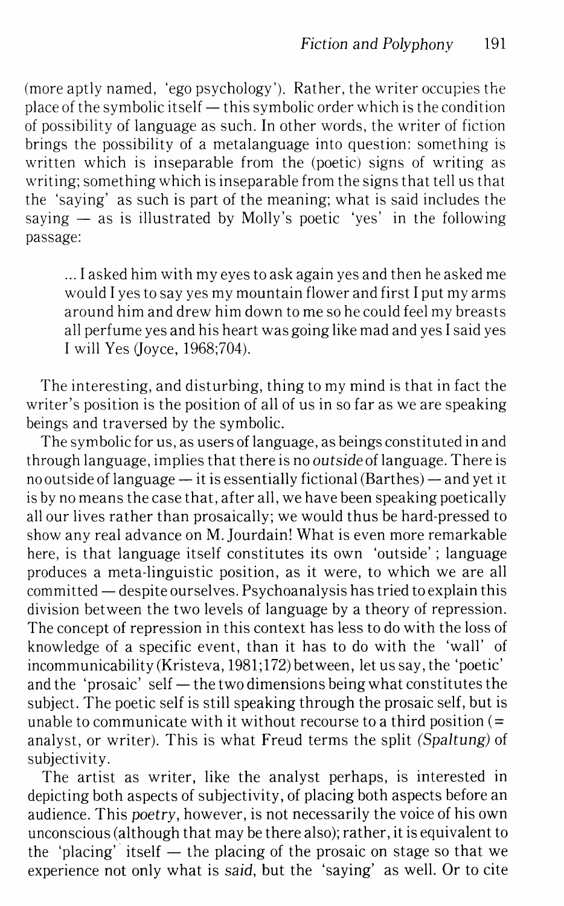(more aptly named, 'ego psychology'). Rather, the writer occupies the place of the symbolic itself — this symbolic order which is the condition of possibility of language as such. In other words, the writer of fiction brings the possibility of a metalanguage into question: something is written which is inseparable from the (poetic) signs of writing as writing; something which is inseparable from the signs that tell us that the 'saying' as such is part of the meaning; what is said includes the saying — as is illustrated by Molly's poetic 'yes' in the following passage:

> ... I asked him with my eyes to ask again yes and then he asked me would I yes to say yes my mountain flower and first I put my arms around him and drew him down to me so he could feel my breasts all perfume yes and his heart was going like mad and yes I said yes I will Yes (Joyce, 1968;704).

The interesting, and disturbing, thing to my mind is that in fact the writer's position is the position of all of us in so far as we are speaking beings and traversed by the symbolic.

The symbolic for us, as users of language, as beings constituted in and through language, implies that there is no *outside* of language. There is no outside of language — it is essentially fictional (Barthes) — and yet it is by no means the case that, after all, we have been speaking poetically all our lives rather than prosaically; we would thus be hard-pressed to show any real advance on M. Jourdain! What is even more remarkable here, is that language itself constitutes its own 'outside'; language produces a meta-linguistic position, as it were, to which we are all committed — despite ourselves. Psychoanalysis has tried to explain this division between the two levels of language by a theory of repression. The concept of repression in this context has less to do with the loss of knowledge of a specific event, than it has to do with the 'wall' of incommunicability (Kristeva, 1981;172) between, let us say, the 'poetic' and the 'prosaic' self — the two dimensions being what constitutes the subject. The poetic self is still speaking through the prosaic self, but is unable to communicate with it without recourse to a third position (= analyst, or writer). This is what Freud terms the split *(Spaltung)* of subjectivity.

The artist as writer, like the analyst perhaps, is interested in depicting both aspects of subjectivity, of placing both aspects before an audience. This *poetry*, however, is not necessarily the voice of his own unconscious (although that may be there also); rather, it is equivalent to the 'placing' itself — the placing of the prosaic on stage so that we experience not only what is *said*, but the 'saying' as well. Or to cite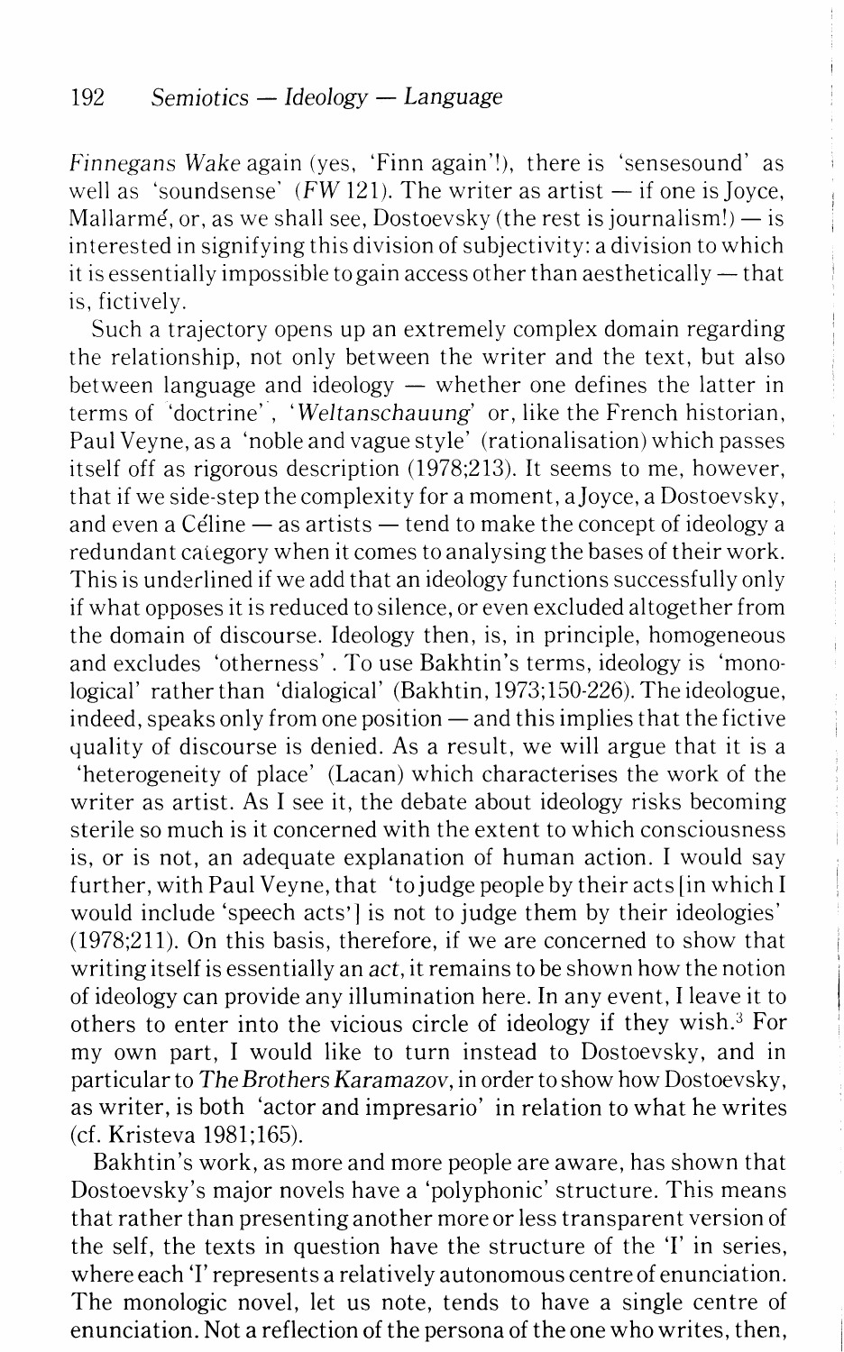*Finnegans Wake* again (yes, 'Finn again'!), there is 'sensesound' as well as 'soundsense' (*FW* 121). The writer as artist — if one is Joyce, Mallarmé, or, as we shall see, Dostoevsky (the rest is journalism!) — is interested in signifying this division of subjectivity: a division to which it is essentially impossible to gain access other than aesthetically — that is, fictively.

Such a trajectory opens up an extremely complex domain regarding the relationship, not only between the writer and the text, but also between language and ideology — whether one defines the latter in terms of 'doctrine', '*Weltanschauung*' or, like the French historian, Paul Veyne, as a 'noble and vague style' (rationalisation) which passes itself off as rigorous description (1978;213). It seems to me, however, that if we side-step the complexity for a moment, a Joyce, a Dostoevsky, and even a Céline — as artists — tend to make the concept of ideology a redundant category when it comes to analysing the bases of their work. This is underlined if we add that an ideology functions successfully only if what opposes it is reduced to silence, or even excluded altogether from the domain of discourse. Ideology then, is, in principle, homogeneous and excludes 'otherness'. To use Bakhtin's terms, ideology is 'monological' rather than 'dialogical' (Bakhtin, 1973;150-226). The ideologue, indeed, speaks only from one position — and this implies that the fictive quality of discourse is denied. As a result, we will argue that it is a 'heterogeneity of place' (Lacan) which characterises the work of the writer as artist. As I see it, the debate about ideology risks becoming sterile so much is it concerned with the extent to which consciousness is, or is not, an adequate explanation of human action. I would say further, with Paul Veyne, that 'to judge people by their acts [in which I would include 'speech acts'] is not to judge them by their ideologies' (1978;211). On this basis, therefore, if we are concerned to show that writing itself is essentially an *act*, it remains to be shown how the notion of ideology can provide any illumination here. In any event, I leave it to others to enter into the vicious circle of ideology if they wish.[3] For my own part, I would like to turn instead to Dostoevsky, and in particular to *The Brothers Karamazov*, in order to show how Dostoevsky, as writer, is both 'actor and impresario' in relation to what he writes (cf. Kristeva 1981;165).

Bakhtin's work, as more and more people are aware, has shown that Dostoevsky's major novels have a 'polyphonic' structure. This means that rather than presenting another more or less transparent version of the self, the texts in question have the structure of the 'I' in series, where each 'I' represents a relatively autonomous centre of enunciation. The monologic novel, let us note, tends to have a single centre of enunciation. Not a reflection of the persona of the one who writes, then,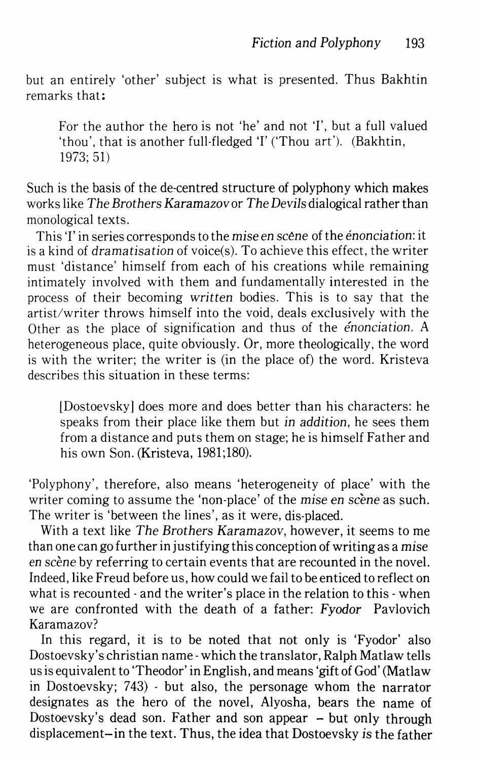but an entirely 'other' subject is what is presented. Thus Bakhtin remarks that:

> For the author the hero is not 'he' and not 'I', but a full valued 'thou', that is another full-fledged 'I' ('Thou art'). (Bakhtin, 1973; 51)

Such is the basis of the de-centred structure of polyphony which makes works like *The Brothers Karamazov* or *The Devils* dialogical rather than monological texts.

This 'I' in series corresponds to the *mise en scène* of the *énonciation*: it is a kind of *dramatisation* of voice(s). To achieve this effect, the writer must 'distance' himself from each of his creations while remaining intimately involved with them and fundamentally interested in the process of their becoming *written* bodies. This is to say that the artist/writer throws himself into the void, deals exclusively with the Other as the place of signification and thus of the *énonciation*. A heterogeneous place, quite obviously. Or, more theologically, the word is with the writer; the writer is (in the place of) the word. Kristeva describes this situation in these terms:

> [Dostoevsky] does more and does better than his characters: he speaks from their place like them but *in addition*, he sees them from a distance and puts them on stage; he is himself Father and his own Son. (Kristeva, 1981;180).

'Polyphony', therefore, also means 'heterogeneity of place' with the writer coming to assume the 'non-place' of the *mise en scène* as such. The writer is 'between the lines', as it were, dis-placed.

With a text like *The Brothers Karamazov*, however, it seems to me than one can go further in justifying this conception of writing as a *mise en scène* by referring to certain events that are recounted in the novel. Indeed, like Freud before us, how could we fail to be enticed to reflect on what is recounted - and the writer's place in the relation to this - when we are confronted with the death of a father: *Fyodor* Pavlovich Karamazov?

In this regard, it is to be noted that not only is 'Fyodor' also Dostoevsky's christian name - which the translator, Ralph Matlaw tells us is equivalent to 'Theodor' in English, and means 'gift of God' (Matlaw in Dostoevsky; 743) - but also, the personage whom the narrator designates as the hero of the novel, Alyosha, bears the name of Dostoevsky's dead son. Father and son appear – but only through displacement–in the text. Thus, the idea that Dostoevsky *is* the father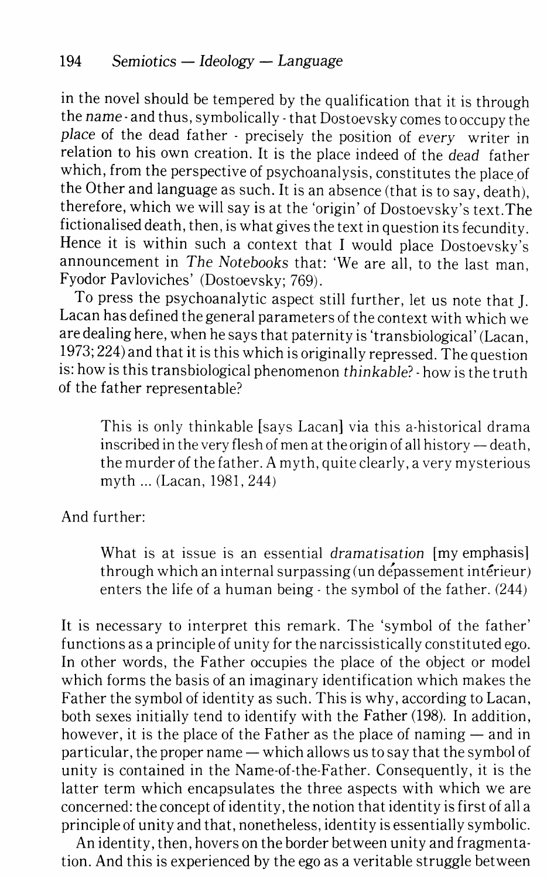in the novel should be tempered by the qualification that it is through the *name* - and thus, symbolically - that Dostoevsky comes to occupy the *place* of the dead father - precisely the position of *every* writer in relation to his own creation. It is the place indeed of the *dead* father which, from the perspective of psychoanalysis, constitutes the place of the Other and language as such. It is an absence (that is to say, death), therefore, which we will say is at the 'origin' of Dostoevsky's text. The fictionalised death, then, is what gives the text in question its fecundity. Hence it is within such a context that I would place Dostoevsky's announcement in *The Notebooks* that: 'We are all, to the last man, Fyodor Pavloviches' (Dostoevsky; 769).

To press the psychoanalytic aspect still further, let us note that J. Lacan has defined the general parameters of the context with which we are dealing here, when he says that paternity is 'transbiological' (Lacan, 1973; 224) and that it is this which is originally repressed. The question is: how is this transbiological phenomenon *thinkable*? - how is the truth of the father representable?

> This is only thinkable [says Lacan] via this a-historical drama inscribed in the very flesh of men at the origin of all history — death, the murder of the father. A myth, quite clearly, a very mysterious myth ... (Lacan, 1981, 244)

And further:

> What is at issue is an essential *dramatisation* [my emphasis] through which an internal surpassing (un dépassement intérieur) enters the life of a human being - the symbol of the father. (244)

It is necessary to interpret this remark. The 'symbol of the father' functions as a principle of unity for the narcissistically constituted ego. In other words, the Father occupies the place of the object or model which forms the basis of an imaginary identification which makes the Father the symbol of identity as such. This is why, according to Lacan, both sexes initially tend to identify with the Father (198). In addition, however, it is the place of the Father as the place of naming — and in particular, the proper name — which allows us to say that the symbol of unity is contained in the Name-of-the-Father. Consequently, it is the latter term which encapsulates the three aspects with which we are concerned: the concept of identity, the notion that identity is first of all a principle of unity and that, nonetheless, identity is essentially symbolic.

An identity, then, hovers on the border between unity and fragmentation. And this is experienced by the ego as a veritable struggle between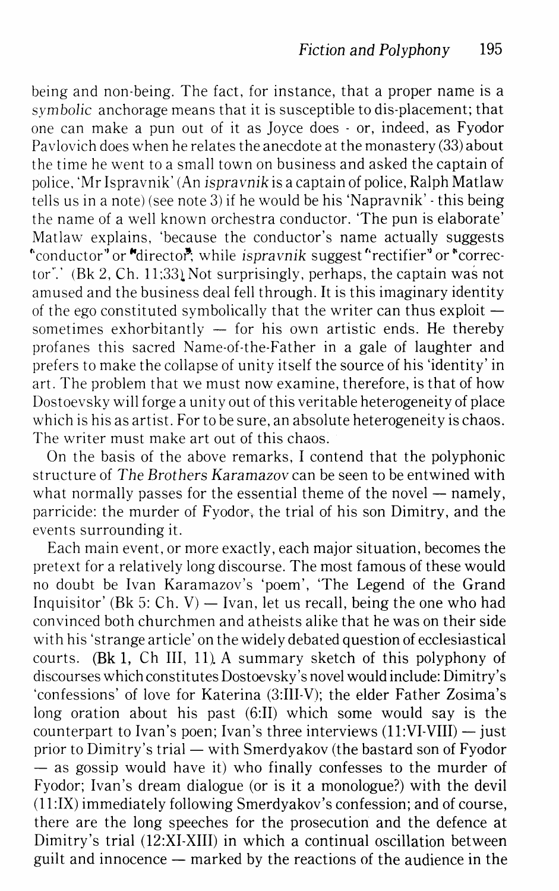being and non-being. The fact, for instance, that a proper name is a *symbolic* anchorage means that it is susceptible to dis-placement; that one can make a pun out of it as Joyce does - or, indeed, as Fyodor Pavlovich does when he relates the anecdote at the monastery (33) about the time he went to a small town on business and asked the captain of police, 'Mr Ispravnik' (An *ispravnik* is a captain of police, Ralph Matlaw tells us in a note) (see note 3) if he would be his 'Napravnik' - this being the name of a well known orchestra conductor. 'The pun is elaborate' Matlaw explains, 'because the conductor's name actually suggests "conductor" or "director"; while *ispravnik* suggest "rectifier" or "corrector".' (Bk 2, Ch. 11;33). Not surprisingly, perhaps, the captain was not amused and the business deal fell through. It is this imaginary identity of the ego constituted symbolically that the writer can thus exploit — sometimes exhorbitantly — for his own artistic ends. He thereby profanes this sacred Name-of-the-Father in a gale of laughter and prefers to make the collapse of unity itself the source of his 'identity' in art. The problem that we must now examine, therefore, is that of how Dostoevsky will forge a unity out of this veritable heterogeneity of place which is his as artist. For to be sure, an absolute heterogeneity is chaos. The writer must make art out of this chaos.

On the basis of the above remarks, I contend that the polyphonic structure of *The Brothers Karamazov* can be seen to be entwined with what normally passes for the essential theme of the novel — namely, parricide: the murder of Fyodor, the trial of his son Dimitry, and the events surrounding it.

Each main event, or more exactly, each major situation, becomes the pretext for a relatively long discourse. The most famous of these would no doubt be Ivan Karamazov's 'poem', 'The Legend of the Grand Inquisitor' (Bk 5: Ch. V) — Ivan, let us recall, being the one who had convinced both churchmen and atheists alike that he was on their side with his 'strange article' on the widely debated question of ecclesiastical courts. (Bk 1, Ch III, 11). A summary sketch of this polyphony of discourses which constitutes Dostoevsky's novel would include: Dimitry's 'confessions' of love for Katerina (3:III-V); the elder Father Zosima's long oration about his past (6:II) which some would say is the counterpart to Ivan's poen; Ivan's three interviews (11:VI-VIII) — just prior to Dimitry's trial — with Smerdyakov (the bastard son of Fyodor — as gossip would have it) who finally confesses to the murder of Fyodor; Ivan's dream dialogue (or is it a monologue?) with the devil (11:IX) immediately following Smerdyakov's confession; and of course, there are the long speeches for the prosecution and the defence at Dimitry's trial (12:XI-XIII) in which a continual oscillation between guilt and innocence — marked by the reactions of the audience in the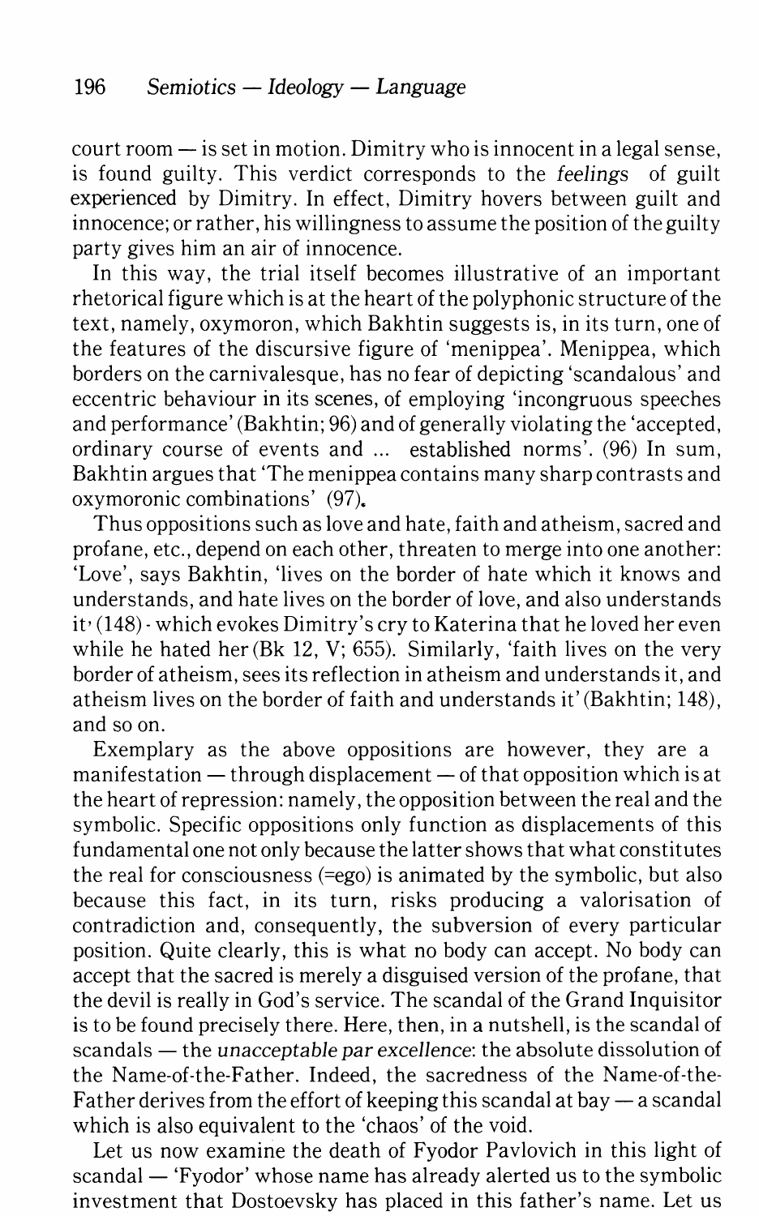court room — is set in motion. Dimitry who is innocent in a legal sense, is found guilty. This verdict corresponds to the *feelings* of guilt experienced by Dimitry. In effect, Dimitry hovers between guilt and innocence; or rather, his willingness to assume the position of the guilty party gives him an air of innocence.

In this way, the trial itself becomes illustrative of an important rhetorical figure which is at the heart of the polyphonic structure of the text, namely, oxymoron, which Bakhtin suggests is, in its turn, one of the features of the discursive figure of 'menippea'. Menippea, which borders on the carnivalesque, has no fear of depicting 'scandalous' and eccentric behaviour in its scenes, of employing 'incongruous speeches and performance' (Bakhtin; 96) and of generally violating the 'accepted, ordinary course of events and ... established norms'. (96) In sum, Bakhtin argues that 'The menippea contains many sharp contrasts and oxymoronic combinations' (97).

Thus oppositions such as love and hate, faith and atheism, sacred and profane, etc., depend on each other, threaten to merge into one another: 'Love', says Bakhtin, 'lives on the border of hate which it knows and understands, and hate lives on the border of love, and also understands it' (148) - which evokes Dimitry's cry to Katerina that he loved her even while he hated her (Bk 12, V; 655). Similarly, 'faith lives on the very border of atheism, sees its reflection in atheism and understands it, and atheism lives on the border of faith and understands it' (Bakhtin; 148), and so on.

Exemplary as the above oppositions are however, they are a manifestation — through displacement — of that opposition which is at the heart of repression: namely, the opposition between the real and the symbolic. Specific oppositions only function as displacements of this fundamental one not only because the latter shows that what constitutes the real for consciousness (=ego) is animated by the symbolic, but also because this fact, in its turn, risks producing a valorisation of contradiction and, consequently, the subversion of every particular position. Quite clearly, this is what no body can accept. No body can accept that the sacred is merely a disguised version of the profane, that the devil is really in God's service. The scandal of the Grand Inquisitor is to be found precisely there. Here, then, in a nutshell, is the scandal of scandals — the *unacceptable par excellence*: the absolute dissolution of the Name-of-the-Father. Indeed, the sacredness of the Name-of-the-Father derives from the effort of keeping this scandal at bay — a scandal which is also equivalent to the 'chaos' of the void.

Let us now examine the death of Fyodor Pavlovich in this light of scandal — 'Fyodor' whose name has already alerted us to the symbolic investment that Dostoevsky has placed in this father's name. Let us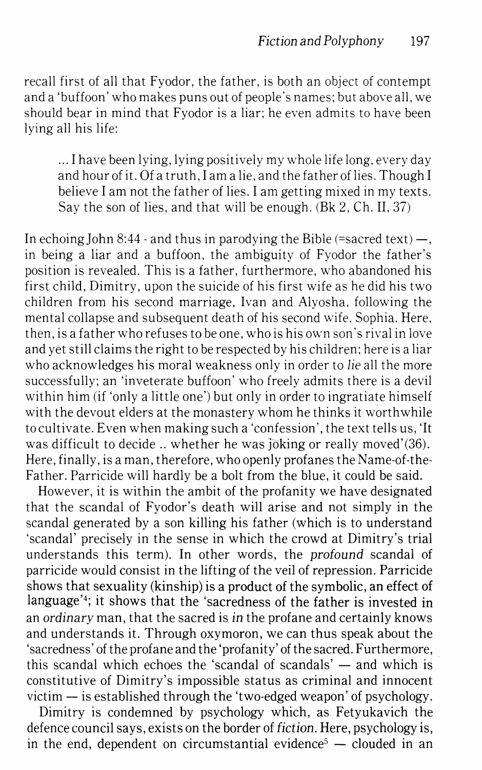recall first of all that Fyodor, the father, is both an object of contempt and a 'buffoon' who makes puns out of people's names; but above all, we should bear in mind that Fyodor is a liar; he even admits to have been lying all his life:

> ... I have been lying, lying positively my whole life long, every day and hour of it. Of a truth, I am a lie, and the father of lies. Though I believe I am not the father of lies. I am getting mixed in my texts. Say the son of lies, and that will be enough. (Bk 2, Ch. II, 37)

In echoing John 8:44 - and thus in parodying the Bible (=sacred text) —, in being a liar and a buffoon, the ambiguity of Fyodor the father's position is revealed. This is a father, furthermore, who abandoned his first child, Dimitry, upon the suicide of his first wife as he did his two children from his second marriage, Ivan and Alyosha, following the mental collapse and subsequent death of his second wife, Sophia. Here, then, is a father who refuses to be one, who is his own son's rival in love and yet still claims the right to be respected by his children; here is a liar who acknowledges his moral weakness only in order to *lie* all the more successfully; an 'inveterate buffoon' who freely admits there is a devil within him (if 'only a little one') but only in order to ingratiate himself with the devout elders at the monastery whom he thinks it worthwhile to cultivate. Even when making such a 'confession', the text tells us, 'It was difficult to decide .. whether he was joking or really moved'(36). Here, finally, is a man, therefore, who openly profanes the Name-of-the-Father. Parricide will hardly be a bolt from the blue, it could be said.

However, it is within the ambit of the profanity we have designated that the scandal of Fyodor's death will arise and not simply in the scandal generated by a son killing his father (which is to understand 'scandal' precisely in the sense in which the crowd at Dimitry's trial understands this term). In other words, the *profound* scandal of parricide would consist in the lifting of the veil of repression. Parricide shows that sexuality (kinship) is a product of the symbolic, an effect of language'[4]; it shows that the 'sacredness of the father is invested in an *ordinary* man, that the sacred is *in* the profane and certainly knows and understands it. Through oxymoron, we can thus speak about the 'sacredness' of the profane and the 'profanity' of the sacred. Furthermore, this scandal which echoes the 'scandal of scandals' — and which is constitutive of Dimitry's impossible status as criminal and innocent victim — is established through the 'two-edged weapon' of psychology.

Dimitry is condemned by psychology which, as Fetyukavich the defence council says, exists on the border of *fiction*. Here, psychology is, in the end, dependent on circumstantial evidence[5] — clouded in an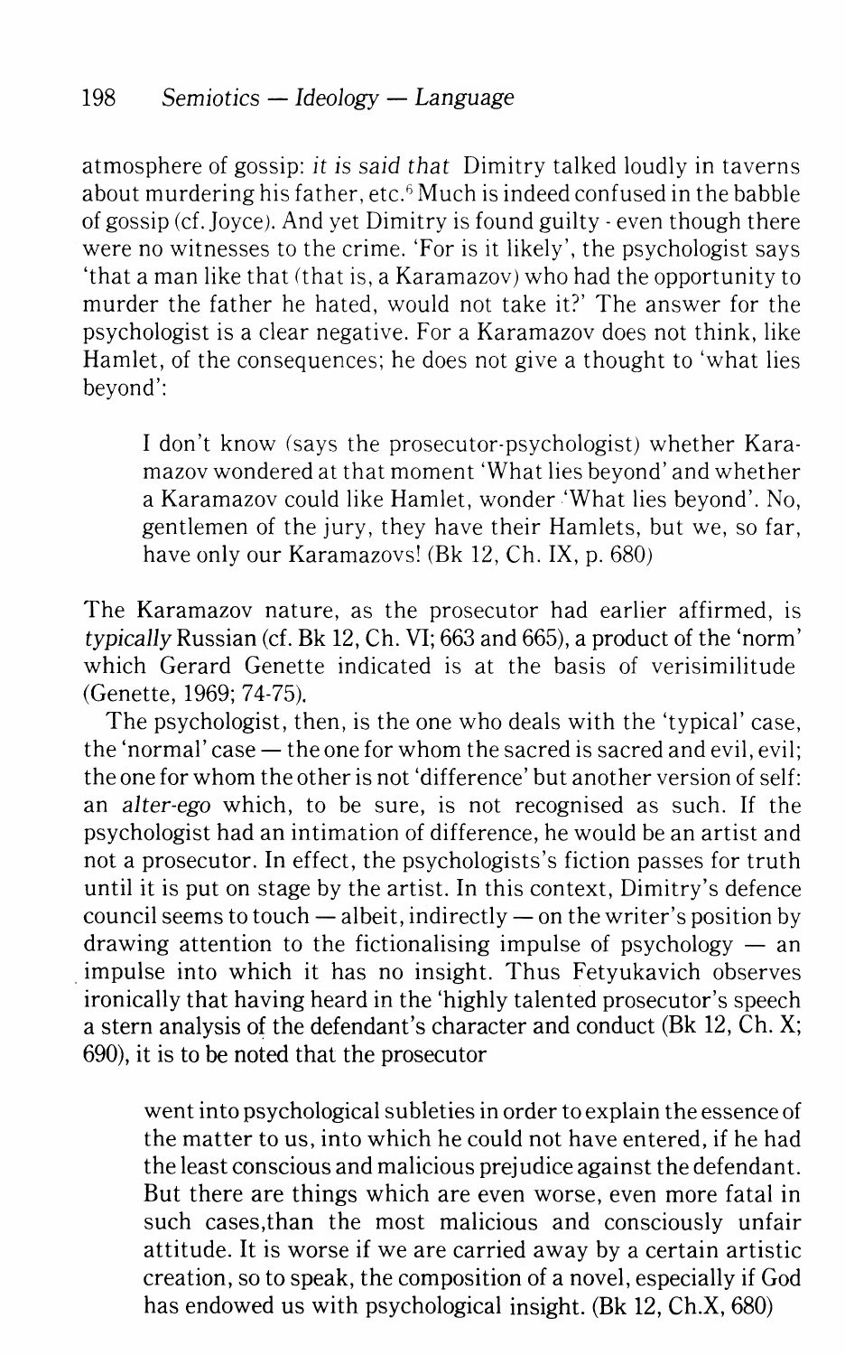atmosphere of gossip: *it is said that* Dimitry talked loudly in taverns about murdering his father, etc.[6] Much is indeed confused in the babble of gossip (cf. Joyce). And yet Dimitry is found guilty - even though there were no witnesses to the crime. 'For is it likely', the psychologist says 'that a man like that (that is, a Karamazov) who had the opportunity to murder the father he hated, would not take it?' The answer for the psychologist is a clear negative. For a Karamazov does not think, like Hamlet, of the consequences; he does not give a thought to 'what lies beyond':

> I don't know (says the prosecutor-psychologist) whether Karamazov wondered at that moment 'What lies beyond' and whether a Karamazov could like Hamlet, wonder 'What lies beyond'. No, gentlemen of the jury, they have their Hamlets, but we, so far, have only our Karamazovs! (Bk 12, Ch. IX, p. 680)

The Karamazov nature, as the prosecutor had earlier affirmed, is *typically* Russian (cf. Bk 12, Ch. VI; 663 and 665), a product of the 'norm' which Gerard Genette indicated is at the basis of verisimilitude (Genette, 1969; 74-75).

The psychologist, then, is the one who deals with the 'typical' case, the 'normal' case — the one for whom the sacred is sacred and evil, evil; the one for whom the other is not 'difference' but another version of self: an *alter-ego* which, to be sure, is not recognised as such. If the psychologist had an intimation of difference, he would be an artist and not a prosecutor. In effect, the psychologists's fiction passes for truth until it is put on stage by the artist. In this context, Dimitry's defence council seems to touch — albeit, indirectly — on the writer's position by drawing attention to the fictionalising impulse of psychology — an impulse into which it has no insight. Thus Fetyukavich observes ironically that having heard in the 'highly talented prosecutor's speech a stern analysis of the defendant's character and conduct (Bk 12, Ch. X; 690), it is to be noted that the prosecutor

> went into psychological subleties in order to explain the essence of the matter to us, into which he could not have entered, if he had the least conscious and malicious prejudice against the defendant. But there are things which are even worse, even more fatal in such cases,than the most malicious and consciously unfair attitude. It is worse if we are carried away by a certain artistic creation, so to speak, the composition of a novel, especially if God has endowed us with psychological insight. (Bk 12, Ch.X, 680)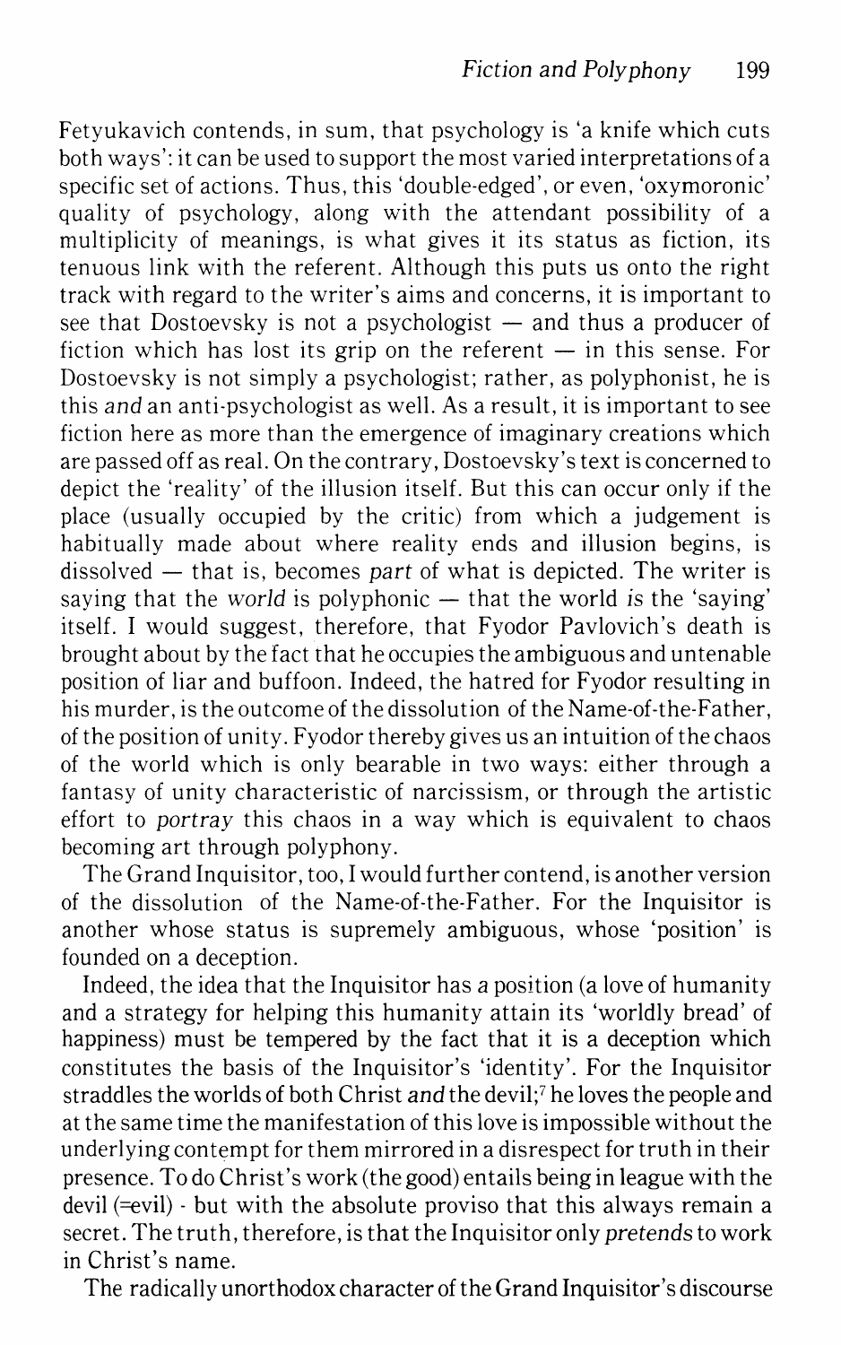Fetyukavich contends, in sum, that psychology is 'a knife which cuts both ways': it can be used to support the most varied interpretations of a specific set of actions. Thus, this 'double-edged', or even, 'oxymoronic' quality of psychology, along with the attendant possibility of a multiplicity of meanings, is what gives it its status as fiction, its tenuous link with the referent. Although this puts us onto the right track with regard to the writer's aims and concerns, it is important to see that Dostoevsky is not a psychologist — and thus a producer of fiction which has lost its grip on the referent — in this sense. For Dostoevsky is not simply a psychologist; rather, as polyphonist, he is this *and* an anti-psychologist as well. As a result, it is important to see fiction here as more than the emergence of imaginary creations which are passed off as real. On the contrary, Dostoevsky's text is concerned to depict the 'reality' of the illusion itself. But this can occur only if the place (usually occupied by the critic) from which a judgement is habitually made about where reality ends and illusion begins, is dissolved — that is, becomes *part* of what is depicted. The writer is saying that the *world* is polyphonic — that the world *is* the 'saying' itself. I would suggest, therefore, that Fyodor Pavlovich's death is brought about by the fact that he occupies the ambiguous and untenable position of liar and buffoon. Indeed, the hatred for Fyodor resulting in his murder, is the outcome of the dissolution of the Name-of-the-Father, of the position of unity. Fyodor thereby gives us an intuition of the chaos of the world which is only bearable in two ways: either through a fantasy of unity characteristic of narcissism, or through the artistic effort to *portray* this chaos in a way which is equivalent to chaos becoming art through polyphony.

The Grand Inquisitor, too, I would further contend, is another version of the dissolution of the Name-of-the-Father. For the Inquisitor is another whose status is supremely ambiguous, whose 'position' is founded on a deception.

Indeed, the idea that the Inquisitor has *a* position (a love of humanity and a strategy for helping this humanity attain its 'worldly bread' of happiness) must be tempered by the fact that it is a deception which constitutes the basis of the Inquisitor's 'identity'. For the Inquisitor straddles the worlds of both Christ *and* the devil;[7] he loves the people and at the same time the manifestation of this love is impossible without the underlying contempt for them mirrored in a disrespect for truth in their presence. To do Christ's work (the good) entails being in league with the devil (=evil) - but with the absolute proviso that this always remain a secret. The truth, therefore, is that the Inquisitor only *pretends* to work in Christ's name.

The radically unorthodox character of the Grand Inquisitor's discourse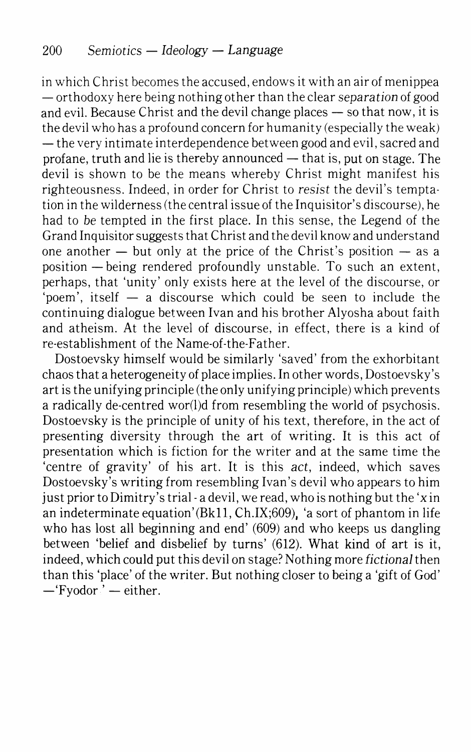in which Christ becomes the accused, endows it with an air of menippea — orthodoxy here being nothing other than the clear *separation* of good and evil. Because Christ and the devil change places — so that now, it is the devil who has a profound concern for humanity (especially the weak) — the very intimate interdependence between good and evil, sacred and profane, truth and lie is thereby announced — that is, put on stage. The devil is shown to be the means whereby Christ might manifest his righteousness. Indeed, in order for Christ to *resist* the devil's temptation in the wilderness (the central issue of the Inquisitor's discourse), he had to *be* tempted in the first place. In this sense, the Legend of the Grand Inquisitor suggests that Christ and the devil know and understand one another — but only at the price of the Christ's position — as a position — being rendered profoundly unstable. To such an extent, perhaps, that 'unity' only exists here at the level of the discourse, or 'poem', itself — a discourse which could be seen to include the continuing dialogue between Ivan and his brother Alyosha about faith and atheism. At the level of discourse, in effect, there is a kind of re-establishment of the Name-of-the-Father.

Dostoevsky himself would be similarly 'saved' from the exhorbitant chaos that a heterogeneity of place implies. In other words, Dostoevsky's art is the unifying principle (the only unifying principle) which prevents a radically de-centred wor(l)d from resembling the world of psychosis. Dostoevsky is the principle of unity of his text, therefore, in the act of presenting diversity through the art of writing. It is this act of presentation which is fiction for the writer and at the same time the 'centre of gravity' of his art. It is this *act*, indeed, which saves Dostoevsky's writing from resembling Ivan's devil who appears to him just prior to Dimitry's trial - a devil, we read, who is nothing but the '*x* in an indeterminate equation' (Bk11, Ch.IX;609), 'a sort of phantom in life who has lost all beginning and end' (609) and who keeps us dangling between 'belief and disbelief by turns' (612). What kind of art is it, indeed, which could put this devil on stage? Nothing more *fictional* then than this 'place' of the writer. But nothing closer to being a 'gift of God' — 'Fyodor' — either.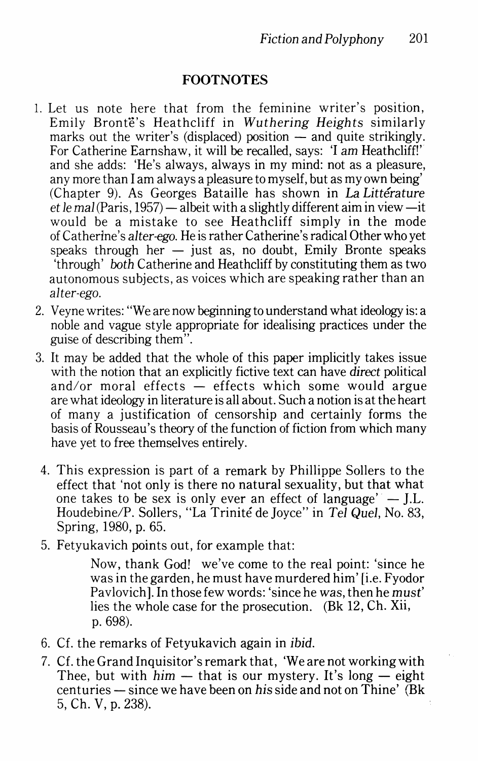## FOOTNOTES

1. Let us note here that from the feminine writer's position, Emily Brontë's Heathcliff in *Wuthering Heights* similarly marks out the writer's (displaced) position — and quite strikingly. For Catherine Earnshaw, it will be recalled, says: 'I *am* Heathcliff!' and she adds: 'He's always, always in my mind: not as a pleasure, any more than I am always a pleasure to myself, but as my own being' (Chapter 9). As Georges Bataille has shown in *La Littérature et le mal* (Paris, 1957) — albeit with a slightly different aim in view —it would be a mistake to see Heathcliff simply in the mode of Catherine's *alter-ego*. He is rather Catherine's radical Other who yet speaks through her — just as, no doubt, Emily Bronte speaks 'through' *both* Catherine and Heathcliff by constituting them as two autonomous subjects, as voices which are speaking rather than an *alter-ego*.
2. Veyne writes: "We are now beginning to understand what ideology is: a noble and vague style appropriate for idealising practices under the guise of describing them".
3. It may be added that the whole of this paper implicitly takes issue with the notion that an explicitly fictive text can have *direct* political and/or moral effects — effects which some would argue are what ideology in literature is all about. Such a notion is at the heart of many a justification of censorship and certainly forms the basis of Rousseau's theory of the function of fiction from which many have yet to free themselves entirely.
4. This expression is part of a remark by Phillippe Sollers to the effect that 'not only is there no natural sexuality, but that what one takes to be sex is only ever an effect of language' — J.L. Houdebine/P. Sollers, "La Trinité de Joyce" in *Tel Quel*, No. 83, Spring, 1980, p. 65.
5. Fetyukavich points out, for example that:

   > Now, thank God! we've come to the real point: 'since he was in the garden, he must have murdered him' [i.e. Fyodor Pavlovich]. In those few words: 'since he *was*, then he *must*' lies the whole case for the prosecution. (Bk 12, Ch. Xii, p. 698).

6. Cf. the remarks of Fetyukavich again in *ibid.*
7. Cf. the Grand Inquisitor's remark that, 'We are not working with Thee, but with *him* — that is our mystery. It's long — eight centuries — since we have been on *his* side and not on Thine' (Bk 5, Ch. V, p. 238).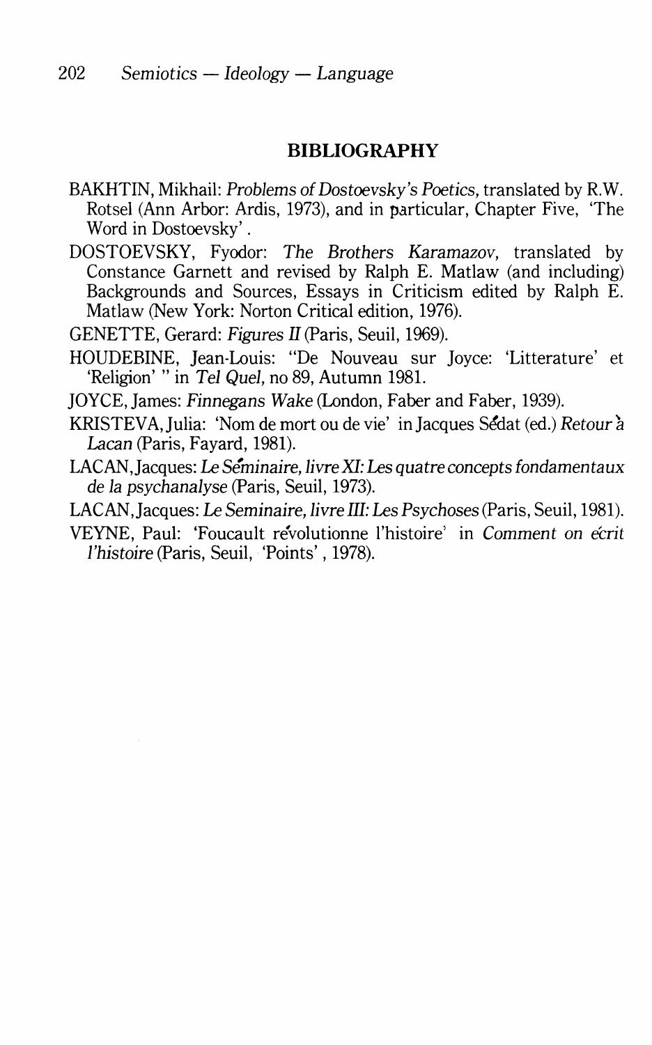## BIBLIOGRAPHY

BAKHTIN, Mikhail: *Problems of Dostoevsky's Poetics*, translated by R.W. Rotsel (Ann Arbor: Ardis, 1973), and in particular, Chapter Five, 'The Word in Dostoevsky'.

DOSTOEVSKY, Fyodor: *The Brothers Karamazov*, translated by Constance Garnett and revised by Ralph E. Matlaw (and including) Backgrounds and Sources, Essays in Criticism edited by Ralph E. Matlaw (New York: Norton Critical edition, 1976).

GENETTE, Gerard: *Figures II* (Paris, Seuil, 1969).

HOUDEBINE, Jean-Louis: "De Nouveau sur Joyce: 'Litterature' et 'Religion' " in *Tel Quel*, no 89, Autumn 1981.

JOYCE, James: *Finnegans Wake* (London, Faber and Faber, 1939).

KRISTEVA, Julia: 'Nom de mort ou de vie' in Jacques Sédat (ed.) *Retour à Lacan* (Paris, Fayard, 1981).

LACAN, Jacques: *Le Séminaire, livre XI: Les quatre concepts fondamentaux de la psychanalyse* (Paris, Seuil, 1973).

LACAN, Jacques: *Le Seminaire, livre III: Les Psychoses* (Paris, Seuil, 1981).

VEYNE, Paul: 'Foucault révolutionne l'histoire' in *Comment on écrit l'histoire* (Paris, Seuil, 'Points', 1978).